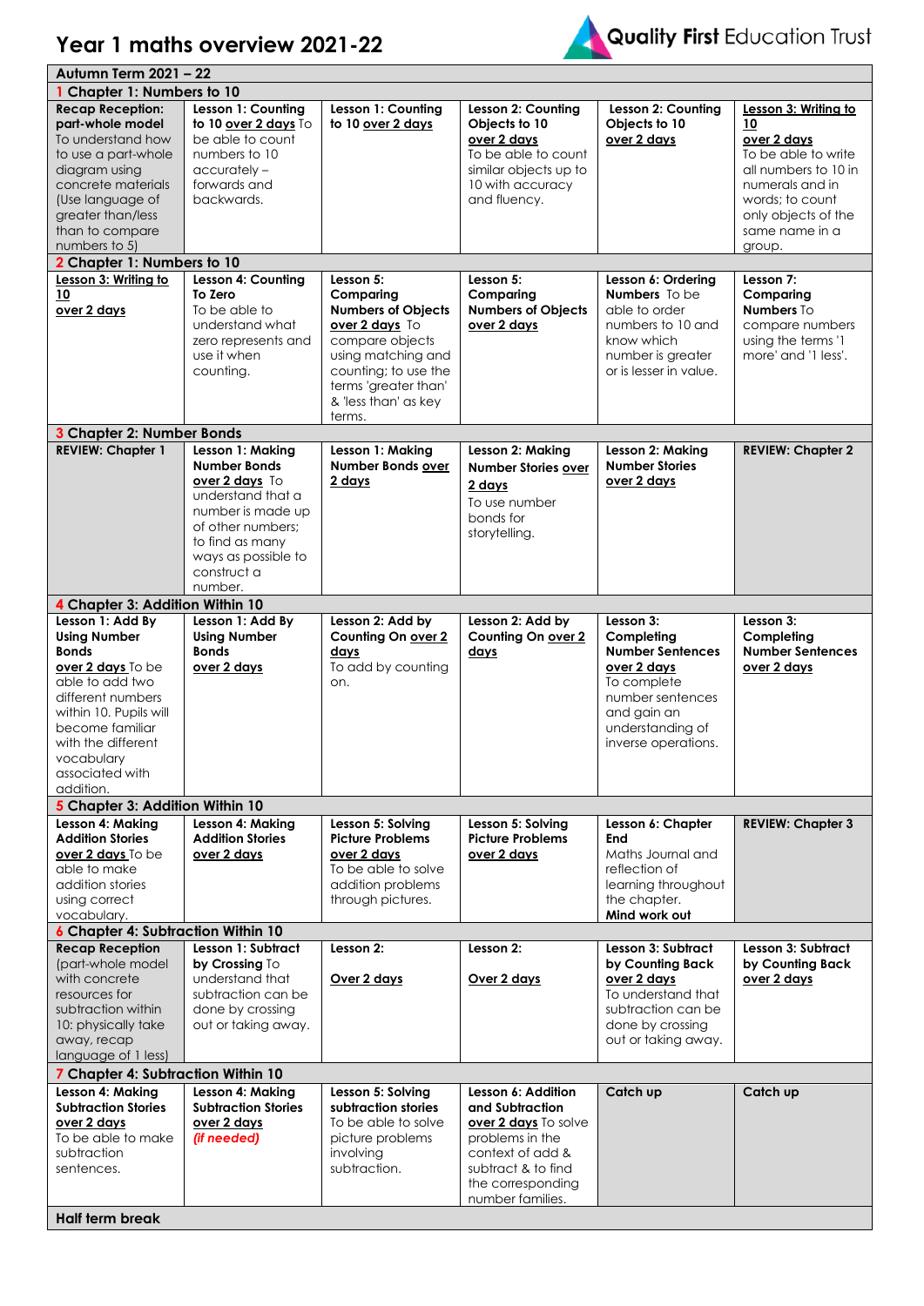# Year 1 maths overview 2021-22

Quality First Education Trust

| Autumn Term 2021 – 22 | | | | | |
|---|---|---|---|---|---|
| **1 Chapter 1: Numbers to 10** | | | | | |
| **Recap Reception: part-whole model** To understand how to use a part-whole diagram using concrete materials (Use language of greater than/less than to compare numbers to 5) | **Lesson 1: Counting to 10 over 2 days** To be able to count numbers to 10 accurately – forwards and backwards. | **Lesson 1: Counting to 10 over 2 days** | **Lesson 2: Counting Objects to 10 over 2 days** To be able to count similar objects up to 10 with accuracy and fluency. | **Lesson 2: Counting Objects to 10 over 2 days** | **Lesson 3: Writing to 10 over 2 days** To be able to write all numbers to 10 in numerals and in words; to count only objects of the same name in a group. |
| **2 Chapter 1: Numbers to 10** | | | | | |
| **Lesson 3: Writing to 10 over 2 days** | **Lesson 4: Counting To Zero** To be able to understand what zero represents and use it when counting. | **Lesson 5: Comparing Numbers of Objects over 2 days** To compare objects using matching and counting; to use the terms 'greater than' & 'less than' as key terms. | **Lesson 5: Comparing Numbers of Objects over 2 days** | **Lesson 6: Ordering Numbers** To be able to order numbers to 10 and know which number is greater or is lesser in value. | **Lesson 7: Comparing Numbers** To compare numbers using the terms '1 more' and '1 less'. |
| **3 Chapter 2: Number Bonds** | | | | | |
| **REVIEW: Chapter 1** | **Lesson 1: Making Number Bonds over 2 days** To understand that a number is made up of other numbers; to find as many ways as possible to construct a number. | **Lesson 1: Making Number Bonds over 2 days** | **Lesson 2: Making Number Stories over 2 days** To use number bonds for storytelling. | **Lesson 2: Making Number Stories over 2 days** | **REVIEW: Chapter 2** |
| **4 Chapter 3: Addition Within 10** | | | | | |
| **Lesson 1: Add By Using Number Bonds over 2 days** To be able to add two different numbers within 10. Pupils will become familiar with the different vocabulary associated with addition. | **Lesson 1: Add By Using Number Bonds over 2 days** | **Lesson 2: Add by Counting On over 2 days** To add by counting on. | **Lesson 2: Add by Counting On over 2 days** | **Lesson 3: Completing Number Sentences over 2 days** To complete number sentences and gain an understanding of inverse operations. | **Lesson 3: Completing Number Sentences over 2 days** |
| **5 Chapter 3: Addition Within 10** | | | | | |
| **Lesson 4: Making Addition Stories over 2 days** To be able to make addition stories using correct vocabulary. | **Lesson 4: Making Addition Stories over 2 days** | **Lesson 5: Solving Picture Problems over 2 days** To be able to solve addition problems through pictures. | **Lesson 5: Solving Picture Problems over 2 days** | **Lesson 6: Chapter End** Maths Journal and reflection of learning throughout the chapter. **Mind work out** | **REVIEW: Chapter 3** |
| **6 Chapter 4: Subtraction Within 10** | | | | | |
| **Recap Reception** (part-whole model with concrete resources for subtraction within 10: physically take away, recap language of 1 less) | **Lesson 1: Subtract by Crossing** To understand that subtraction can be done by crossing out or taking away. | **Lesson 2:** **Over 2 days** | **Lesson 2:** **Over 2 days** | **Lesson 3: Subtract by Counting Back over 2 days** To understand that subtraction can be done by crossing out or taking away. | **Lesson 3: Subtract by Counting Back over 2 days** |
| **7 Chapter 4: Subtraction Within 10** | | | | | |
| **Lesson 4: Making Subtraction Stories over 2 days** To be able to make subtraction sentences. | **Lesson 4: Making Subtraction Stories over 2 days** ***(if needed)*** | **Lesson 5: Solving subtraction stories** To be able to solve picture problems involving subtraction. | **Lesson 6: Addition and Subtraction over 2 days** To solve problems in the context of add & subtract & to find the corresponding number families. | **Catch up** | **Catch up** |
| **Half term break** | | | | | |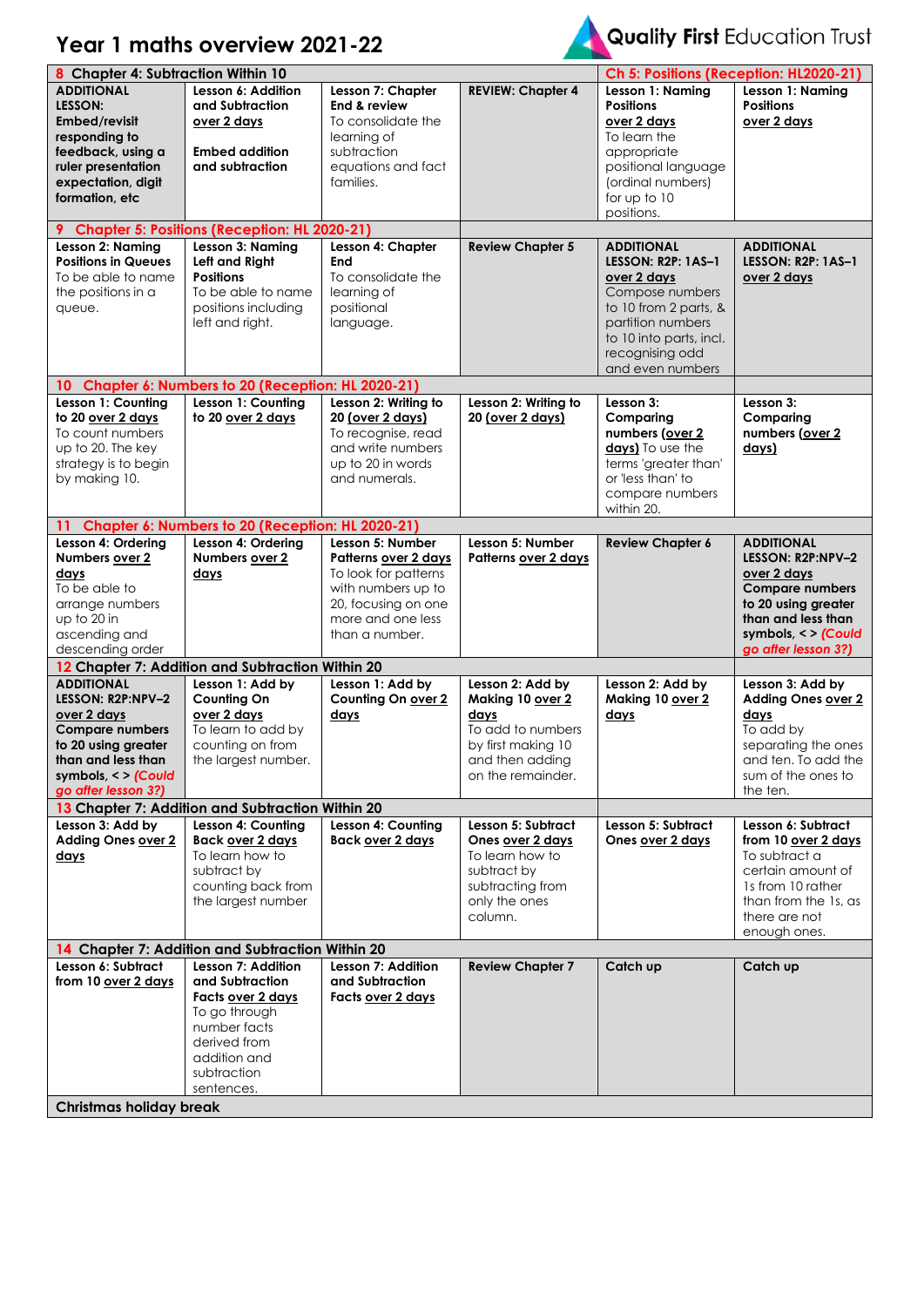# Year 1 maths overview 2021-22

Quality First Education Trust

| | | | | | |
|---|---|---|---|---|---|
| **8 Chapter 4: Subtraction Within 10** | | | | **Ch 5: Positions (Reception: HL2020-21)** | |
| **ADDITIONAL LESSON: Embed/revisit responding to feedback, using a ruler presentation expectation, digit formation, etc** | **Lesson 6: Addition and Subtraction** **over 2 days** **Embed addition and subtraction** | **Lesson 7: Chapter End & review** To consolidate the learning of subtraction equations and fact families. | **REVIEW: Chapter 4** | **Lesson 1: Naming Positions** **over 2 days** To learn the appropriate positional language (ordinal numbers) for up to 10 positions. | **Lesson 1: Naming Positions** **over 2 days** |
| **9 Chapter 5: Positions (Reception: HL 2020-21)** | | | | | |
| **Lesson 2: Naming Positions in Queues** To be able to name the positions in a queue. | **Lesson 3: Naming Left and Right Positions** To be able to name positions including left and right. | **Lesson 4: Chapter End** To consolidate the learning of positional language. | **Review Chapter 5** | **ADDITIONAL LESSON: R2P: 1AS–1** **over 2 days** Compose numbers to 10 from 2 parts, & partition numbers to 10 into parts, incl. recognising odd and even numbers | **ADDITIONAL LESSON: R2P: 1AS–1** **over 2 days** |
| **10 Chapter 6: Numbers to 20 (Reception: HL 2020-21)** | | | | | |
| **Lesson 1: Counting to 20 over 2 days** To count numbers up to 20. The key strategy is to begin by making 10. | **Lesson 1: Counting to 20 over 2 days** | **Lesson 2: Writing to 20 (over 2 days)** To recognise, read and write numbers up to 20 in words and numerals. | **Lesson 2: Writing to 20 (over 2 days)** | **Lesson 3: Comparing numbers (over 2 days)** To use the terms 'greater than' or 'less than' to compare numbers within 20. | **Lesson 3: Comparing numbers (over 2 days)** |
| **11 Chapter 6: Numbers to 20 (Reception: HL 2020-21)** | | | | | |
| **Lesson 4: Ordering Numbers over 2 days** To be able to arrange numbers up to 20 in ascending and descending order | **Lesson 4: Ordering Numbers over 2 days** | **Lesson 5: Number Patterns over 2 days** To look for patterns with numbers up to 20, focusing on one more and one less than a number. | **Lesson 5: Number Patterns over 2 days** | **Review Chapter 6** | **ADDITIONAL LESSON: R2P:NPV–2** **over 2 days** **Compare numbers to 20 using greater than and less than symbols, < >** ***(Could go after lesson 3?)*** |
| **12 Chapter 7: Addition and Subtraction Within 20** | | | | | |
| **ADDITIONAL LESSON: R2P:NPV–2** **over 2 days** **Compare numbers to 20 using greater than and less than symbols, < >** ***(Could go after lesson 3?)*** | **Lesson 1: Add by Counting On** **over 2 days** To learn to add by counting on from the largest number. | **Lesson 1: Add by Counting On over 2 days** | **Lesson 2: Add by Making 10 over 2 days** To add to numbers by first making 10 and then adding on the remainder. | **Lesson 2: Add by Making 10 over 2 days** | **Lesson 3: Add by Adding Ones over 2 days** To add by separating the ones and ten. To add the sum of the ones to the ten. |
| **13 Chapter 7: Addition and Subtraction Within 20** | | | | | |
| **Lesson 3: Add by Adding Ones over 2 days** | **Lesson 4: Counting Back over 2 days** To learn how to subtract by counting back from the largest number | **Lesson 4: Counting Back over 2 days** | **Lesson 5: Subtract Ones over 2 days** To learn how to subtract by subtracting from only the ones column. | **Lesson 5: Subtract Ones over 2 days** | **Lesson 6: Subtract from 10 over 2 days** To subtract a certain amount of 1s from 10 rather than from the 1s, as there are not enough ones. |
| **14 Chapter 7: Addition and Subtraction Within 20** | | | | | |
| **Lesson 6: Subtract from 10 over 2 days** | **Lesson 7: Addition and Subtraction Facts over 2 days** To go through number facts derived from addition and subtraction sentences. | **Lesson 7: Addition and Subtraction Facts over 2 days** | **Review Chapter 7** | **Catch up** | **Catch up** |
| **Christmas holiday break** | | | | | |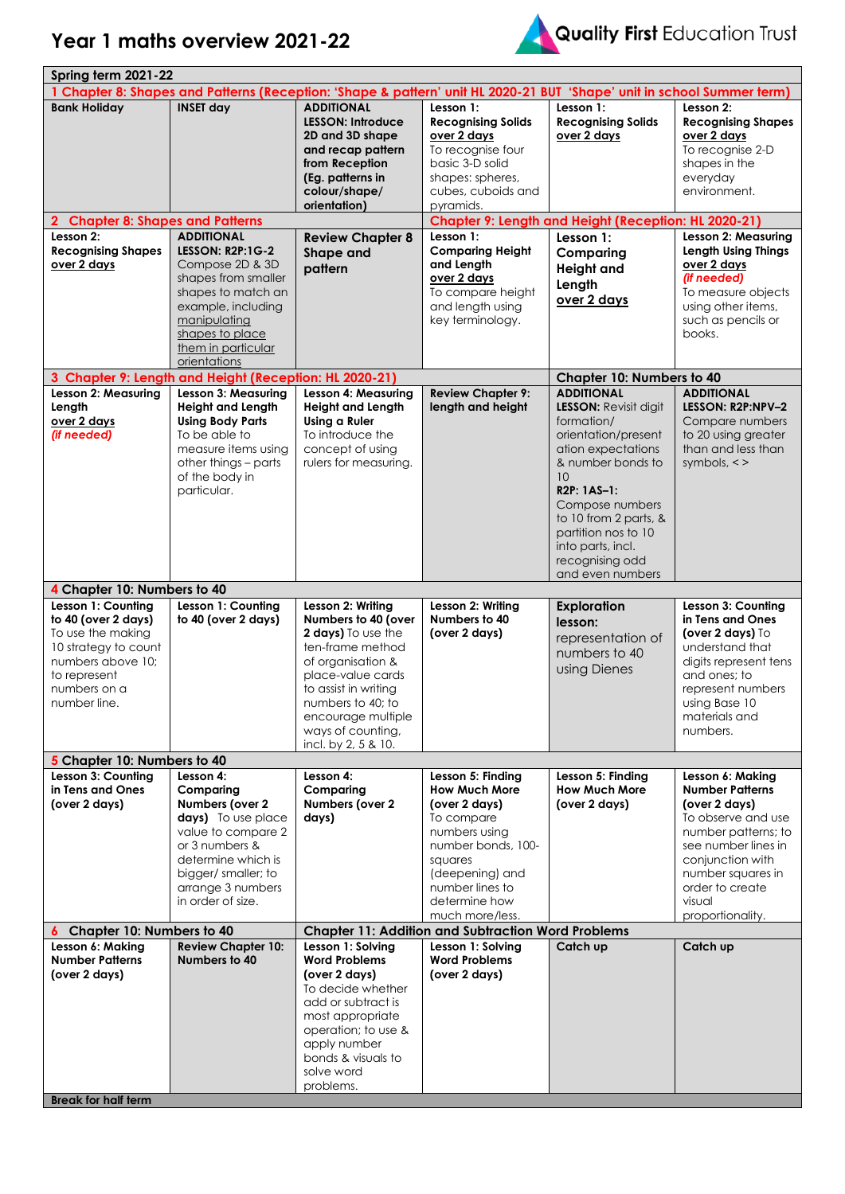# Year 1 maths overview 2021-22

Quality First Education Trust

| Spring term 2021-22 | | | | | |
|---|---|---|---|---|---|
| **1 Chapter 8: Shapes and Patterns (Reception: 'Shape & pattern' unit HL 2020-21 BUT 'Shape' unit in school Summer term)** | | | | | |
| **Bank Holiday** | **INSET day** | **ADDITIONAL LESSON: Introduce 2D and 3D shape and recap pattern from Reception (Eg. patterns in colour/shape/ orientation)** | **Lesson 1: Recognising Solids <u>over 2 days</u>** To recognise four basic 3-D solid shapes: spheres, cubes, cuboids and pyramids. | **Lesson 1: Recognising Solids <u>over 2 days</u>** | **Lesson 2: Recognising Shapes <u>over 2 days</u>** To recognise 2-D shapes in the everyday environment. |
| **2 Chapter 8: Shapes and Patterns** | | | **Chapter 9: Length and Height (Reception: HL 2020-21)** | | |
| **Lesson 2: Recognising Shapes <u>over 2 days</u>** | **ADDITIONAL LESSON: R2P:1G-2** Compose 2D & 3D shapes from smaller shapes to match an example, including <u>manipulating shapes to place them in particular orientations</u> | **Review Chapter 8 Shape and pattern** | **Lesson 1: Comparing Height and Length <u>over 2 days</u>** To compare height and length using key terminology. | **Lesson 1: Comparing Height and Length <u>over 2 days</u>** | **Lesson 2: Measuring Length Using Things <u>over 2 days</u>** ***(if needed)*** To measure objects using other items, such as pencils or books. |
| **3 Chapter 9: Length and Height (Reception: HL 2020-21)** | | | | **Chapter 10: Numbers to 40** | |
| **Lesson 2: Measuring Length <u>over 2 days</u>** ***(if needed)*** | **Lesson 3: Measuring Height and Length Using Body Parts** To be able to measure items using other things – parts of the body in particular. | **Lesson 4: Measuring Height and Length Using a Ruler** To introduce the concept of using rulers for measuring. | **Review Chapter 9: length and height** | **ADDITIONAL LESSON:** Revisit digit formation/ orientation/presentation expectations & number bonds to 10 **R2P: 1AS–1:** Compose numbers to 10 from 2 parts, & partition nos to 10 into parts, incl. recognising odd and even numbers | **ADDITIONAL LESSON: R2P:NPV–2** Compare numbers to 20 using greater than and less than symbols, < > |
| **4 Chapter 10: Numbers to 40** | | | | | |
| **Lesson 1: Counting to 40 (over 2 days)** To use the making 10 strategy to count numbers above 10; to represent numbers on a number line. | **Lesson 1: Counting to 40 (over 2 days)** | **Lesson 2: Writing Numbers to 40 (over 2 days)** To use the ten-frame method of organisation & place-value cards to assist in writing numbers to 40; to encourage multiple ways of counting, incl. by 2, 5 & 10. | **Lesson 2: Writing Numbers to 40 (over 2 days)** | **Exploration lesson:** representation of numbers to 40 using Dienes | **Lesson 3: Counting in Tens and Ones (over 2 days)** To understand that digits represent tens and ones; to represent numbers using Base 10 materials and numbers. |
| **5 Chapter 10: Numbers to 40** | | | | | |
| **Lesson 3: Counting in Tens and Ones (over 2 days)** | **Lesson 4: Comparing Numbers (over 2 days)** To use place value to compare 2 or 3 numbers & determine which is bigger/ smaller; to arrange 3 numbers in order of size. | **Lesson 4: Comparing Numbers (over 2 days)** | **Lesson 5: Finding How Much More (over 2 days)** To compare numbers using number bonds, 100-squares (deepening) and number lines to determine how much more/less. | **Lesson 5: Finding How Much More (over 2 days)** | **Lesson 6: Making Number Patterns (over 2 days)** To observe and use number patterns; to see number lines in conjunction with number squares in order to create visual proportionality. |
| **6 Chapter 10: Numbers to 40** | | **Chapter 11: Addition and Subtraction Word Problems** | | | |
| **Lesson 6: Making Number Patterns (over 2 days)** | **Review Chapter 10: Numbers to 40** | **Lesson 1: Solving Word Problems (over 2 days)** To decide whether add or subtract is most appropriate operation; to use & apply number bonds & visuals to solve word problems. | **Lesson 1: Solving Word Problems (over 2 days)** | **Catch up** | **Catch up** |
| **Break for half term** | | | | | |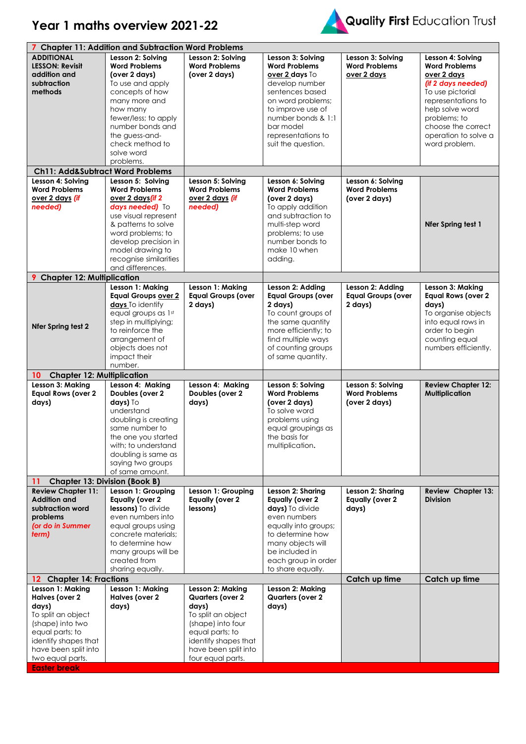# Year 1 maths overview 2021-22

Quality First Education Trust

| | | | | | |
|---|---|---|---|---|---|
| **7 Chapter 11: Addition and Subtraction Word Problems** | | | | | |
| **ADDITIONAL LESSON: Revisit addition and subtraction methods** | **Lesson 2: Solving Word Problems (over 2 days)** To use and apply concepts of how many more and how many fewer/less; to apply number bonds and the guess-and-check method to solve word problems. | **Lesson 2: Solving Word Problems (over 2 days)** | **Lesson 3: Solving Word Problems** **over 2 days** To develop number sentences based on word problems; to improve use of number bonds & 1:1 bar model representations to suit the question. | **Lesson 3: Solving Word Problems** **over 2 days** | **Lesson 4: Solving Word Problems** **over 2 days** *(if 2 days needed)* To use pictorial representations to help solve word problems; to choose the correct operation to solve a word problem. |
| **Ch11: Add&Subtract Word Problems** | | | | | |
| **Lesson 4: Solving Word Problems** **over 2 days** *(if needed)* | **Lesson 5: Solving Word Problems** **over 2 days** *(if 2 days needed)* To use visual represent & patterns to solve word problems; to develop precision in model drawing to recognise similarities and differences. | **Lesson 5: Solving Word Problems** **over 2 days** *(if needed)* | **Lesson 6: Solving Word Problems (over 2 days)** To apply addition and subtraction to multi-step word problems; to use number bonds to make 10 when adding. | **Lesson 6: Solving Word Problems (over 2 days)** | **Nfer Spring test 1** |
| **9 Chapter 12: Multiplication** | | | | | |
| **Nfer Spring test 2** | **Lesson 1: Making Equal Groups** **over 2 days** To identify equal groups as 1st step in multiplying; to reinforce the arrangement of objects does not impact their number. | **Lesson 1: Making Equal Groups (over 2 days)** | **Lesson 2: Adding Equal Groups (over 2 days)** To count groups of the same quantity more efficiently; to find multiple ways of counting groups of same quantity. | **Lesson 2: Adding Equal Groups (over 2 days)** | **Lesson 3: Making Equal Rows (over 2 days)** To organise objects into equal rows in order to begin counting equal numbers efficiently. |
| **10 Chapter 12: Multiplication** | | | | | |
| **Lesson 3: Making Equal Rows (over 2 days)** | **Lesson 4: Making Doubles (over 2 days)** To understand doubling is creating same number to the one you started with; to understand doubling is same as saying two groups of same amount. | **Lesson 4: Making Doubles (over 2 days)** | **Lesson 5: Solving Word Problems (over 2 days)** To solve word problems using equal groupings as the basis for multiplication. | **Lesson 5: Solving Word Problems (over 2 days)** | **Review Chapter 12: Multiplication** |
| **11 Chapter 13: Division (Book B)** | | | | | |
| **Review Chapter 11: Addition and subtraction word problems** *(or do in Summer term)* | **Lesson 1: Grouping Equally (over 2 lessons)** To divide even numbers into equal groups using concrete materials; to determine how many groups will be created from sharing equally. | **Lesson 1: Grouping Equally (over 2 lessons)** | **Lesson 2: Sharing Equally (over 2 days)** To divide even numbers equally into groups; to determine how many objects will be included in each group in order to share equally. | **Lesson 2: Sharing Equally (over 2 days)** | **Review Chapter 13: Division** |
| **12 Chapter 14: Fractions** | | | | **Catch up time** | **Catch up time** |
| **Lesson 1: Making Halves (over 2 days)** To split an object (shape) into two equal parts; to identify shapes that have been split into two equal parts. | **Lesson 1: Making Halves (over 2 days)** | **Lesson 2: Making Quarters (over 2 days)** To split an object (shape) into four equal parts; to identify shapes that have been split into four equal parts. | **Lesson 2: Making Quarters (over 2 days)** | | |
| **Easter break** | | | | | |